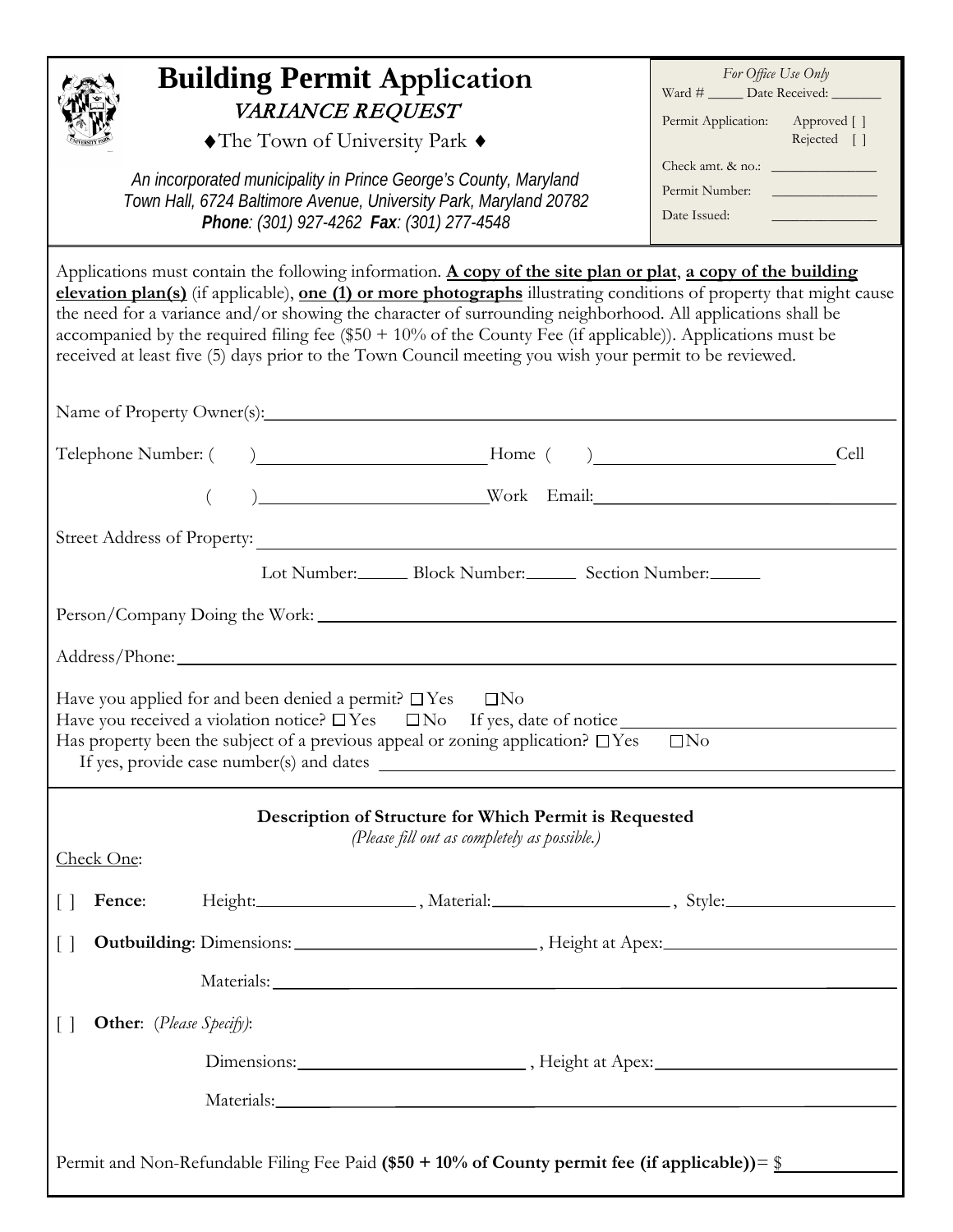# Building Permit Application

*VARIANCE REQUEST*

♦The Town of University Park ♦

*An incorporated municipality in Prince George's County, Maryland*
*Town Hall, 6724 Baltimore Avenue, University Park, Maryland 20782*
***Phone**: (301) 927-4262 **Fax**: (301) 277-4548*

*For Office Use Only*
Ward # _____ Date Received: _______
Permit Application: Approved [ ] Rejected [ ]
Check amt. & no.: _______________
Permit Number: _______________
Date Issued: _______________

---

Applications must contain the following information. **A copy of the site plan or plat**, **a copy of the building elevation plan(s)** (if applicable), **one (1) or more photographs** illustrating conditions of property that might cause the need for a variance and/or showing the character of surrounding neighborhood. All applications shall be accompanied by the required filing fee ($50 + 10% of the County Fee (if applicable)). Applications must be received at least five (5) days prior to the Town Council meeting you wish your permit to be reviewed.

Name of Property Owner(s): ________________________________________________

Telephone Number: ( ) ________________________ Home ( ) ________________________ Cell

( ) ________________________ Work Email: ________________________

Street Address of Property: ________________________________________________

Lot Number: _____ Block Number: _____ Section Number: _____

Person/Company Doing the Work: ________________________________________________

Address/Phone: ________________________________________________

Have you applied for and been denied a permit? ☐ Yes ☐ No
Have you received a violation notice? ☐ Yes ☐ No If yes, date of notice ________________
Has property been the subject of a previous appeal or zoning application? ☐ Yes ☐ No
If yes, provide case number(s) and dates ________________________________________________

---

**Description of Structure for Which Permit is Requested**

*(Please fill out as completely as possible.)*

Check One:

[ ] **Fence**: Height: ________________ , Material: ________________ , Style: ________________

[ ] **Outbuilding**: Dimensions: ________________________ , Height at Apex: ________________________

Materials: ________________________________________________

[ ] **Other**: (*Please Specify*):

Dimensions: ________________________ , Height at Apex: ________________________

Materials: ________________________________________________

Permit and Non-Refundable Filing Fee Paid **($50 + 10% of County permit fee (if applicable))**= $____________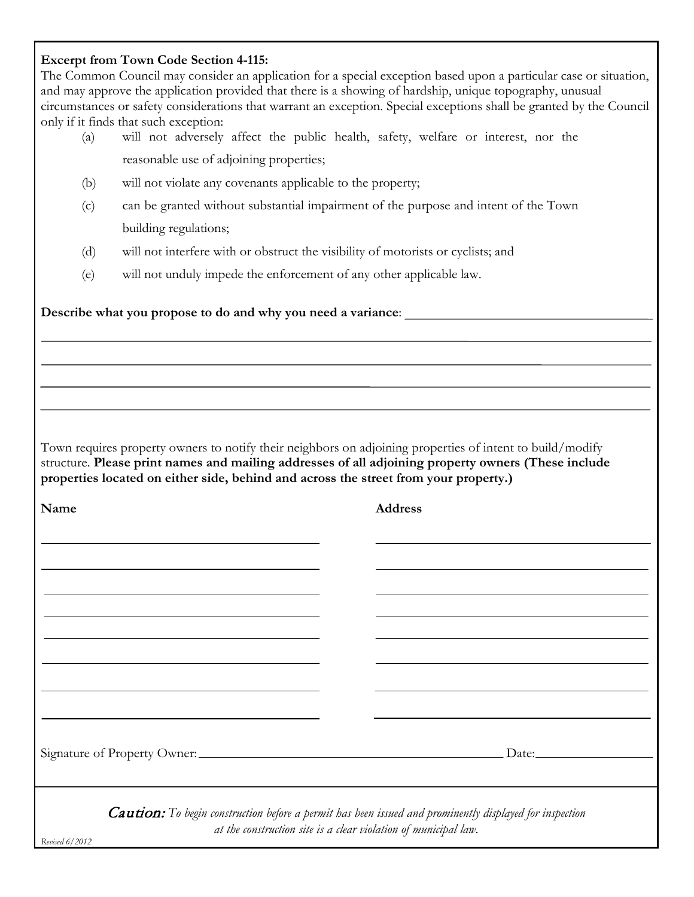**Excerpt from Town Code Section 4-115:**

The Common Council may consider an application for a special exception based upon a particular case or situation, and may approve the application provided that there is a showing of hardship, unique topography, unusual circumstances or safety considerations that warrant an exception. Special exceptions shall be granted by the Council only if it finds that such exception:

(a) will not adversely affect the public health, safety, welfare or interest, nor the reasonable use of adjoining properties;

(b) will not violate any covenants applicable to the property;

(c) can be granted without substantial impairment of the purpose and intent of the Town building regulations;

(d) will not interfere with or obstruct the visibility of motorists or cyclists; and

(e) will not unduly impede the enforcement of any other applicable law.

**Describe what you propose to do and why you need a variance**: ____________________________________

______________________________________________________________________________

______________________________________________________________________________

______________________________________________________________________________

______________________________________________________________________________

Town requires property owners to notify their neighbors on adjoining properties of intent to build/modify structure. **Please print names and mailing addresses of all adjoining property owners (These include properties located on either side, behind and across the street from your property.)**

| Name | Address |
| --- | --- |
| | |
| | |
| | |
| | |
| | |
| | |
| | |
| | |

Signature of Property Owner: ____________________________________________ Date: _______________

*Caution: To begin construction before a permit has been issued and prominently displayed for inspection at the construction site is a clear violation of municipal law.*

*Revised 6/2012*